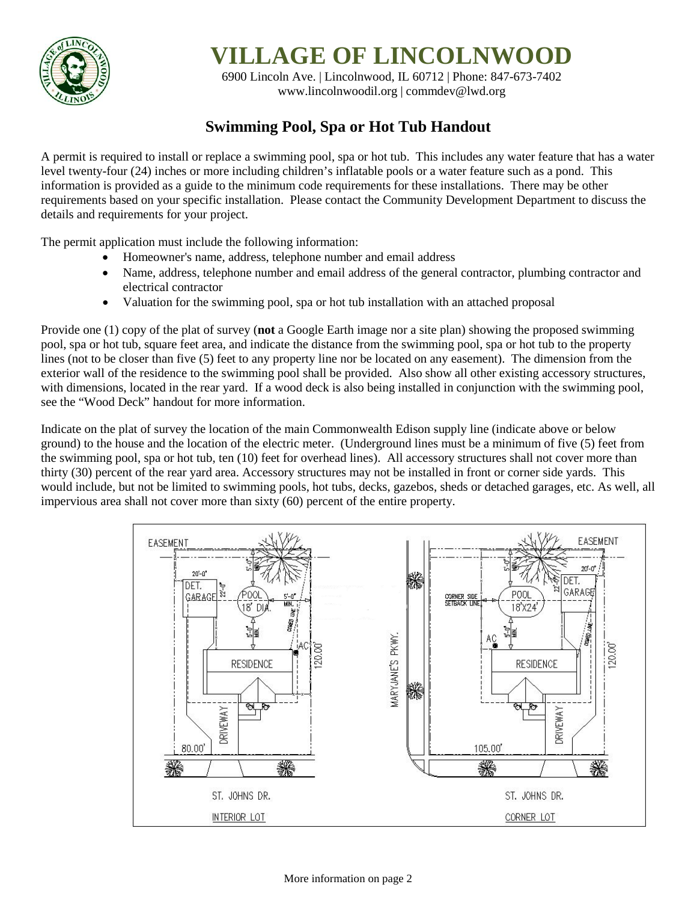# VILLAGE OF LINCOLNWOOD

6900 Lincoln Ave. | Lincolnwood, IL 60712 | Phone: 847-673-7402
www.lincolnwoodil.org | commdev@lwd.org

## Swimming Pool, Spa or Hot Tub Handout

A permit is required to install or replace a swimming pool, spa or hot tub. This includes any water feature that has a water level twenty-four (24) inches or more including children's inflatable pools or a water feature such as a pond. This information is provided as a guide to the minimum code requirements for these installations. There may be other requirements based on your specific installation. Please contact the Community Development Department to discuss the details and requirements for your project.

The permit application must include the following information:

- Homeowner's name, address, telephone number and email address
- Name, address, telephone number and email address of the general contractor, plumbing contractor and electrical contractor
- Valuation for the swimming pool, spa or hot tub installation with an attached proposal

Provide one (1) copy of the plat of survey (**not** a Google Earth image nor a site plan) showing the proposed swimming pool, spa or hot tub, square feet area, and indicate the distance from the swimming pool, spa or hot tub to the property lines (not to be closer than five (5) feet to any property line nor be located on any easement). The dimension from the exterior wall of the residence to the swimming pool shall be provided. Also show all other existing accessory structures, with dimensions, located in the rear yard. If a wood deck is also being installed in conjunction with the swimming pool, see the "Wood Deck" handout for more information.

Indicate on the plat of survey the location of the main Commonwealth Edison supply line (indicate above or below ground) to the house and the location of the electric meter. (Underground lines must be a minimum of five (5) feet from the swimming pool, spa or hot tub, ten (10) feet for overhead lines). All accessory structures shall not cover more than thirty (30) percent of the rear yard area. Accessory structures may not be installed in front or corner side yards. This would include, but not be limited to swimming pools, hot tubs, decks, gazebos, sheds or detached garages, etc. As well, all impervious area shall not cover more than sixty (60) percent of the entire property.

More information on page 2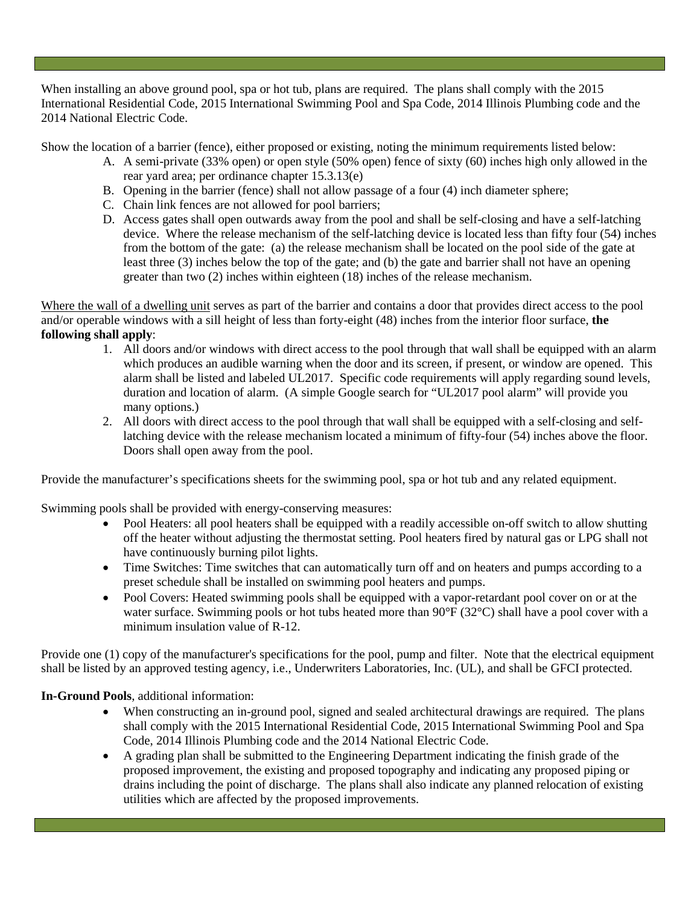When installing an above ground pool, spa or hot tub, plans are required. The plans shall comply with the 2015 International Residential Code, 2015 International Swimming Pool and Spa Code, 2014 Illinois Plumbing code and the 2014 National Electric Code.

Show the location of a barrier (fence), either proposed or existing, noting the minimum requirements listed below:

A. A semi-private (33% open) or open style (50% open) fence of sixty (60) inches high only allowed in the rear yard area; per ordinance chapter 15.3.13(e)
B. Opening in the barrier (fence) shall not allow passage of a four (4) inch diameter sphere;
C. Chain link fences are not allowed for pool barriers;
D. Access gates shall open outwards away from the pool and shall be self-closing and have a self-latching device. Where the release mechanism of the self-latching device is located less than fifty four (54) inches from the bottom of the gate: (a) the release mechanism shall be located on the pool side of the gate at least three (3) inches below the top of the gate; and (b) the gate and barrier shall not have an opening greater than two (2) inches within eighteen (18) inches of the release mechanism.

<u>Where the wall of a dwelling unit</u> serves as part of the barrier and contains a door that provides direct access to the pool and/or operable windows with a sill height of less than forty-eight (48) inches from the interior floor surface, **the following shall apply**:

1. All doors and/or windows with direct access to the pool through that wall shall be equipped with an alarm which produces an audible warning when the door and its screen, if present, or window are opened. This alarm shall be listed and labeled UL2017. Specific code requirements will apply regarding sound levels, duration and location of alarm. (A simple Google search for "UL2017 pool alarm" will provide you many options.)
2. All doors with direct access to the pool through that wall shall be equipped with a self-closing and self-latching device with the release mechanism located a minimum of fifty-four (54) inches above the floor. Doors shall open away from the pool.

Provide the manufacturer's specifications sheets for the swimming pool, spa or hot tub and any related equipment.

Swimming pools shall be provided with energy-conserving measures:

- Pool Heaters: all pool heaters shall be equipped with a readily accessible on-off switch to allow shutting off the heater without adjusting the thermostat setting. Pool heaters fired by natural gas or LPG shall not have continuously burning pilot lights.
- Time Switches: Time switches that can automatically turn off and on heaters and pumps according to a preset schedule shall be installed on swimming pool heaters and pumps.
- Pool Covers: Heated swimming pools shall be equipped with a vapor-retardant pool cover on or at the water surface. Swimming pools or hot tubs heated more than 90°F (32°C) shall have a pool cover with a minimum insulation value of R-12.

Provide one (1) copy of the manufacturer's specifications for the pool, pump and filter. Note that the electrical equipment shall be listed by an approved testing agency, i.e., Underwriters Laboratories, Inc. (UL), and shall be GFCI protected.

**In-Ground Pools**, additional information:

- When constructing an in-ground pool, signed and sealed architectural drawings are required. The plans shall comply with the 2015 International Residential Code, 2015 International Swimming Pool and Spa Code, 2014 Illinois Plumbing code and the 2014 National Electric Code.
- A grading plan shall be submitted to the Engineering Department indicating the finish grade of the proposed improvement, the existing and proposed topography and indicating any proposed piping or drains including the point of discharge. The plans shall also indicate any planned relocation of existing utilities which are affected by the proposed improvements.